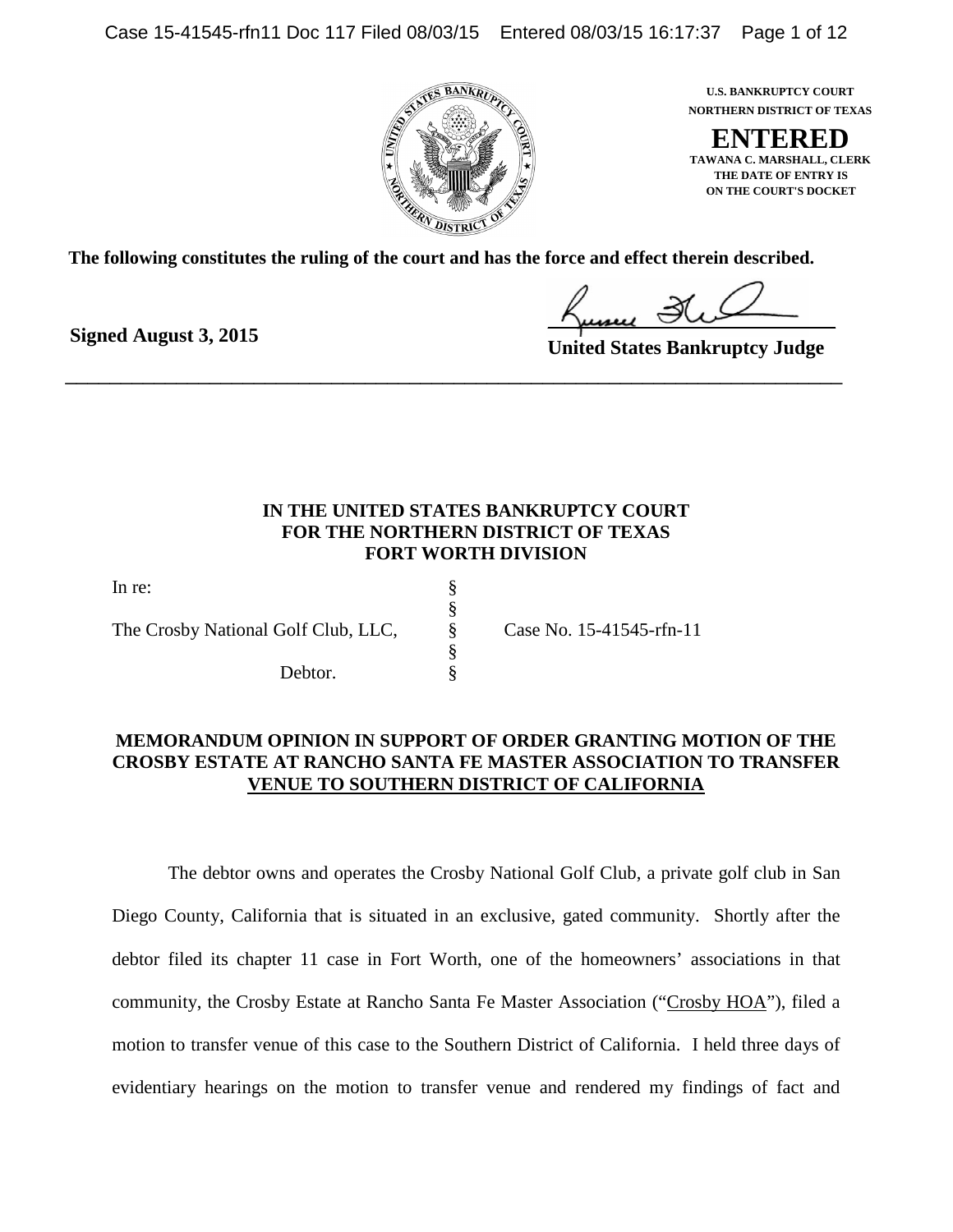**U.S. BANKRUPTCY COURT**
**NORTHERN DISTRICT OF TEXAS**

**ENTERED**

**TAWANA C. MARSHALL, CLERK**
**THE DATE OF ENTRY IS**
**ON THE COURT'S DOCKET**

**The following constitutes the ruling of the court and has the force and effect therein described.**

**Signed August 3, 2015**

**United States Bankruptcy Judge**

---

**IN THE UNITED STATES BANKRUPTCY COURT**
**FOR THE NORTHERN DISTRICT OF TEXAS**
**FORT WORTH DIVISION**

| | | |
|---|---|---|
| In re: | § | |
| | § | |
| The Crosby National Golf Club, LLC, | § | Case No. 15-41545-rfn-11 |
| | § | |
| Debtor. | § | |

**MEMORANDUM OPINION IN SUPPORT OF ORDER GRANTING MOTION OF THE CROSBY ESTATE AT RANCHO SANTA FE MASTER ASSOCIATION TO TRANSFER VENUE TO SOUTHERN DISTRICT OF CALIFORNIA**

The debtor owns and operates the Crosby National Golf Club, a private golf club in San Diego County, California that is situated in an exclusive, gated community. Shortly after the debtor filed its chapter 11 case in Fort Worth, one of the homeowners' associations in that community, the Crosby Estate at Rancho Santa Fe Master Association ("Crosby HOA"), filed a motion to transfer venue of this case to the Southern District of California. I held three days of evidentiary hearings on the motion to transfer venue and rendered my findings of fact and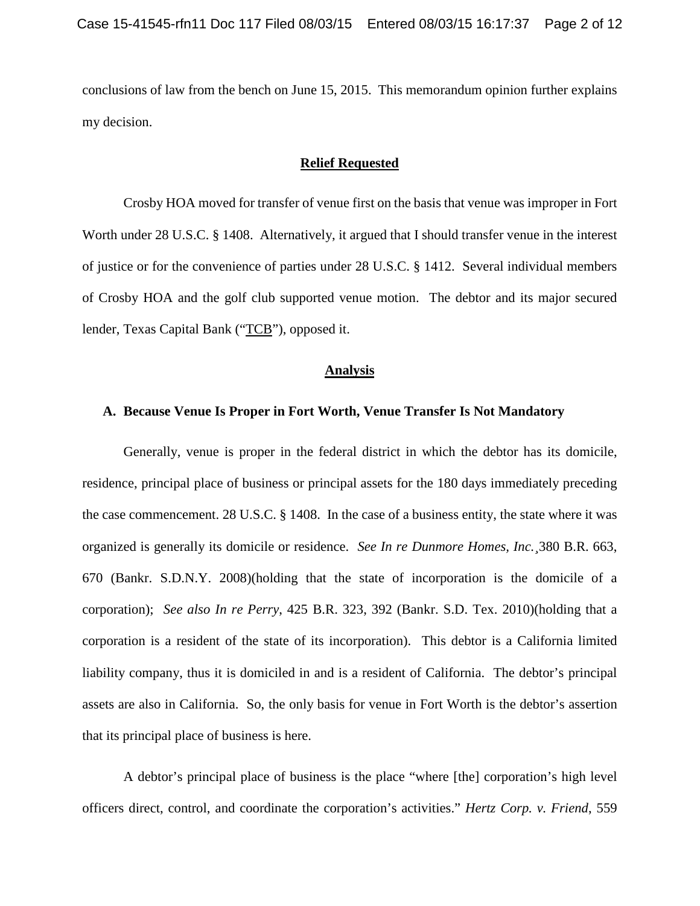conclusions of law from the bench on June 15, 2015. This memorandum opinion further explains my decision.

## Relief Requested

Crosby HOA moved for transfer of venue first on the basis that venue was improper in Fort Worth under 28 U.S.C. § 1408. Alternatively, it argued that I should transfer venue in the interest of justice or for the convenience of parties under 28 U.S.C. § 1412. Several individual members of Crosby HOA and the golf club supported venue motion. The debtor and its major secured lender, Texas Capital Bank ("TCB"), opposed it.

## Analysis

### A. Because Venue Is Proper in Fort Worth, Venue Transfer Is Not Mandatory

Generally, venue is proper in the federal district in which the debtor has its domicile, residence, principal place of business or principal assets for the 180 days immediately preceding the case commencement. 28 U.S.C. § 1408. In the case of a business entity, the state where it was organized is generally its domicile or residence. *See In re Dunmore Homes, Inc.*¸380 B.R. 663, 670 (Bankr. S.D.N.Y. 2008)(holding that the state of incorporation is the domicile of a corporation); *See also In re Perry*, 425 B.R. 323, 392 (Bankr. S.D. Tex. 2010)(holding that a corporation is a resident of the state of its incorporation). This debtor is a California limited liability company, thus it is domiciled in and is a resident of California. The debtor's principal assets are also in California. So, the only basis for venue in Fort Worth is the debtor's assertion that its principal place of business is here.

A debtor's principal place of business is the place "where [the] corporation's high level officers direct, control, and coordinate the corporation's activities." *Hertz Corp. v. Friend*, 559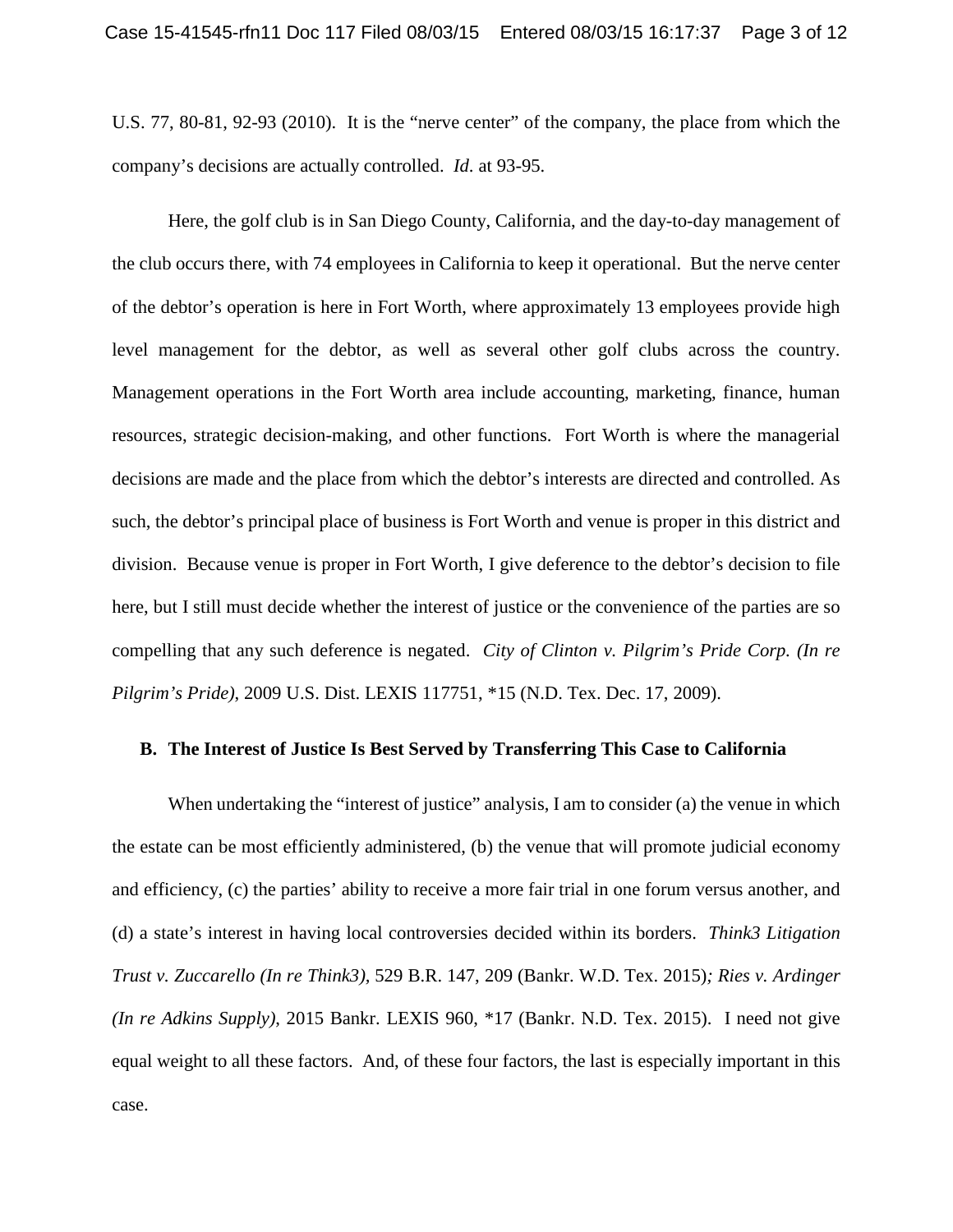U.S. 77, 80-81, 92-93 (2010). It is the "nerve center" of the company, the place from which the company's decisions are actually controlled. *Id.* at 93-95.

Here, the golf club is in San Diego County, California, and the day-to-day management of the club occurs there, with 74 employees in California to keep it operational. But the nerve center of the debtor's operation is here in Fort Worth, where approximately 13 employees provide high level management for the debtor, as well as several other golf clubs across the country. Management operations in the Fort Worth area include accounting, marketing, finance, human resources, strategic decision-making, and other functions. Fort Worth is where the managerial decisions are made and the place from which the debtor's interests are directed and controlled. As such, the debtor's principal place of business is Fort Worth and venue is proper in this district and division. Because venue is proper in Fort Worth, I give deference to the debtor's decision to file here, but I still must decide whether the interest of justice or the convenience of the parties are so compelling that any such deference is negated. *City of Clinton v. Pilgrim's Pride Corp. (In re Pilgrim's Pride)*, 2009 U.S. Dist. LEXIS 117751, *15 (N.D. Tex. Dec. 17, 2009).

**B. The Interest of Justice Is Best Served by Transferring This Case to California**

When undertaking the "interest of justice" analysis, I am to consider (a) the venue in which the estate can be most efficiently administered, (b) the venue that will promote judicial economy and efficiency, (c) the parties' ability to receive a more fair trial in one forum versus another, and (d) a state's interest in having local controversies decided within its borders. *Think3 Litigation Trust v. Zuccarello (In re Think3)*, 529 B.R. 147, 209 (Bankr. W.D. Tex. 2015)*; Ries v. Ardinger (In re Adkins Supply)*, 2015 Bankr. LEXIS 960, *17 (Bankr. N.D. Tex. 2015). I need not give equal weight to all these factors. And, of these four factors, the last is especially important in this case.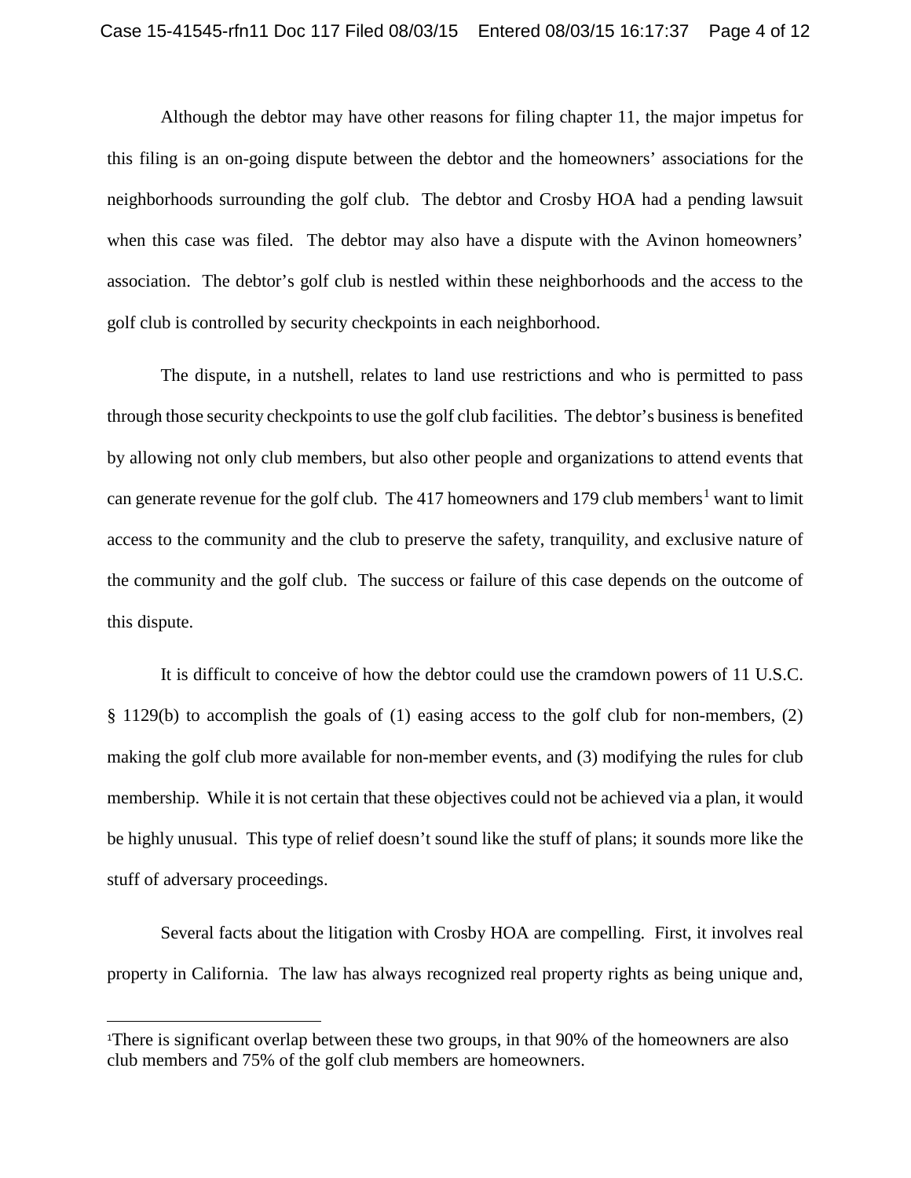Although the debtor may have other reasons for filing chapter 11, the major impetus for this filing is an on-going dispute between the debtor and the homeowners' associations for the neighborhoods surrounding the golf club. The debtor and Crosby HOA had a pending lawsuit when this case was filed. The debtor may also have a dispute with the Avinon homeowners' association. The debtor's golf club is nestled within these neighborhoods and the access to the golf club is controlled by security checkpoints in each neighborhood.

The dispute, in a nutshell, relates to land use restrictions and who is permitted to pass through those security checkpoints to use the golf club facilities. The debtor's business is benefited by allowing not only club members, but also other people and organizations to attend events that can generate revenue for the golf club. The 417 homeowners and 179 club members[1] want to limit access to the community and the club to preserve the safety, tranquility, and exclusive nature of the community and the golf club. The success or failure of this case depends on the outcome of this dispute.

It is difficult to conceive of how the debtor could use the cramdown powers of 11 U.S.C. § 1129(b) to accomplish the goals of (1) easing access to the golf club for non-members, (2) making the golf club more available for non-member events, and (3) modifying the rules for club membership. While it is not certain that these objectives could not be achieved via a plan, it would be highly unusual. This type of relief doesn't sound like the stuff of plans; it sounds more like the stuff of adversary proceedings.

Several facts about the litigation with Crosby HOA are compelling. First, it involves real property in California. The law has always recognized real property rights as being unique and,

---

[1] There is significant overlap between these two groups, in that 90% of the homeowners are also club members and 75% of the golf club members are homeowners.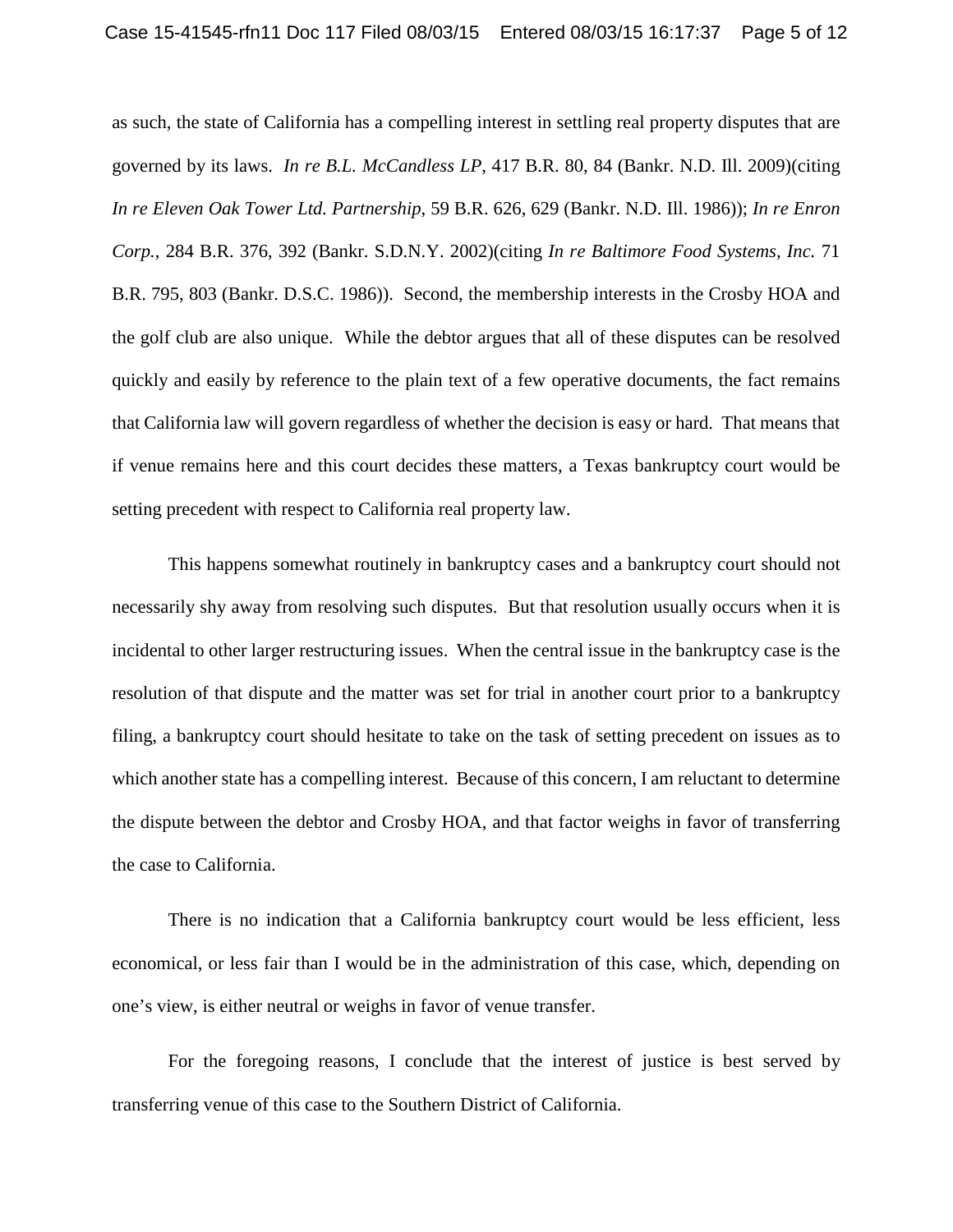as such, the state of California has a compelling interest in settling real property disputes that are governed by its laws. *In re B.L. McCandless LP*, 417 B.R. 80, 84 (Bankr. N.D. Ill. 2009)(citing *In re Eleven Oak Tower Ltd. Partnership*, 59 B.R. 626, 629 (Bankr. N.D. Ill. 1986)); *In re Enron Corp.*, 284 B.R. 376, 392 (Bankr. S.D.N.Y. 2002)(citing *In re Baltimore Food Systems, Inc.* 71 B.R. 795, 803 (Bankr. D.S.C. 1986)). Second, the membership interests in the Crosby HOA and the golf club are also unique. While the debtor argues that all of these disputes can be resolved quickly and easily by reference to the plain text of a few operative documents, the fact remains that California law will govern regardless of whether the decision is easy or hard. That means that if venue remains here and this court decides these matters, a Texas bankruptcy court would be setting precedent with respect to California real property law.

This happens somewhat routinely in bankruptcy cases and a bankruptcy court should not necessarily shy away from resolving such disputes. But that resolution usually occurs when it is incidental to other larger restructuring issues. When the central issue in the bankruptcy case is the resolution of that dispute and the matter was set for trial in another court prior to a bankruptcy filing, a bankruptcy court should hesitate to take on the task of setting precedent on issues as to which another state has a compelling interest. Because of this concern, I am reluctant to determine the dispute between the debtor and Crosby HOA, and that factor weighs in favor of transferring the case to California.

There is no indication that a California bankruptcy court would be less efficient, less economical, or less fair than I would be in the administration of this case, which, depending on one's view, is either neutral or weighs in favor of venue transfer.

For the foregoing reasons, I conclude that the interest of justice is best served by transferring venue of this case to the Southern District of California.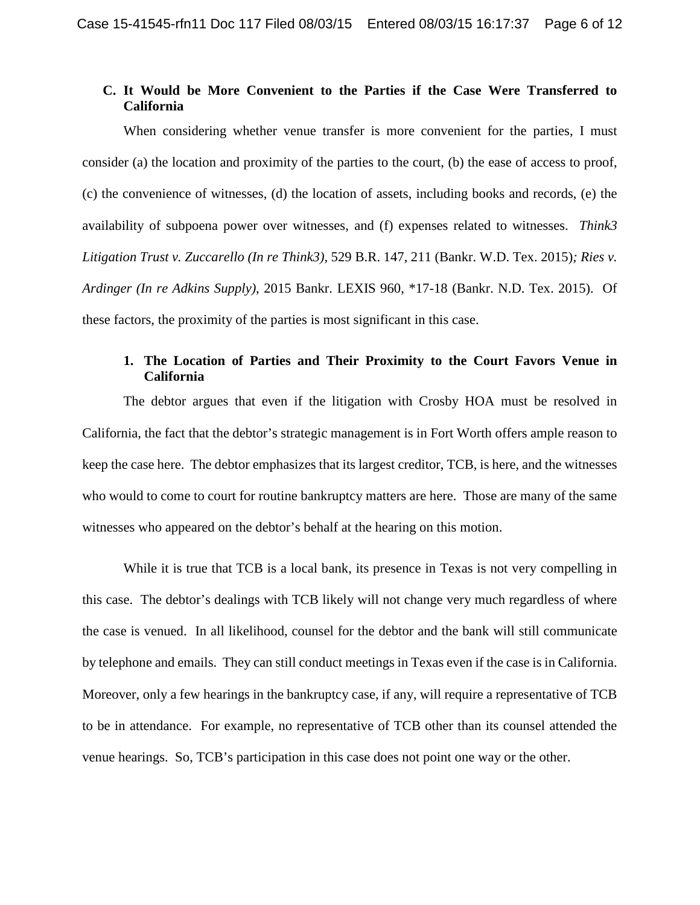### C. It Would be More Convenient to the Parties if the Case Were Transferred to California

When considering whether venue transfer is more convenient for the parties, I must consider (a) the location and proximity of the parties to the court, (b) the ease of access to proof, (c) the convenience of witnesses, (d) the location of assets, including books and records, (e) the availability of subpoena power over witnesses, and (f) expenses related to witnesses. *Think3 Litigation Trust v. Zuccarello (In re Think3)*, 529 B.R. 147, 211 (Bankr. W.D. Tex. 2015)*; Ries v. Ardinger (In re Adkins Supply)*, 2015 Bankr. LEXIS 960, *17-18 (Bankr. N.D. Tex. 2015). Of these factors, the proximity of the parties is most significant in this case.

#### 1. The Location of Parties and Their Proximity to the Court Favors Venue in California

The debtor argues that even if the litigation with Crosby HOA must be resolved in California, the fact that the debtor's strategic management is in Fort Worth offers ample reason to keep the case here. The debtor emphasizes that its largest creditor, TCB, is here, and the witnesses who would to come to court for routine bankruptcy matters are here. Those are many of the same witnesses who appeared on the debtor's behalf at the hearing on this motion.

While it is true that TCB is a local bank, its presence in Texas is not very compelling in this case. The debtor's dealings with TCB likely will not change very much regardless of where the case is venued. In all likelihood, counsel for the debtor and the bank will still communicate by telephone and emails. They can still conduct meetings in Texas even if the case is in California. Moreover, only a few hearings in the bankruptcy case, if any, will require a representative of TCB to be in attendance. For example, no representative of TCB other than its counsel attended the venue hearings. So, TCB's participation in this case does not point one way or the other.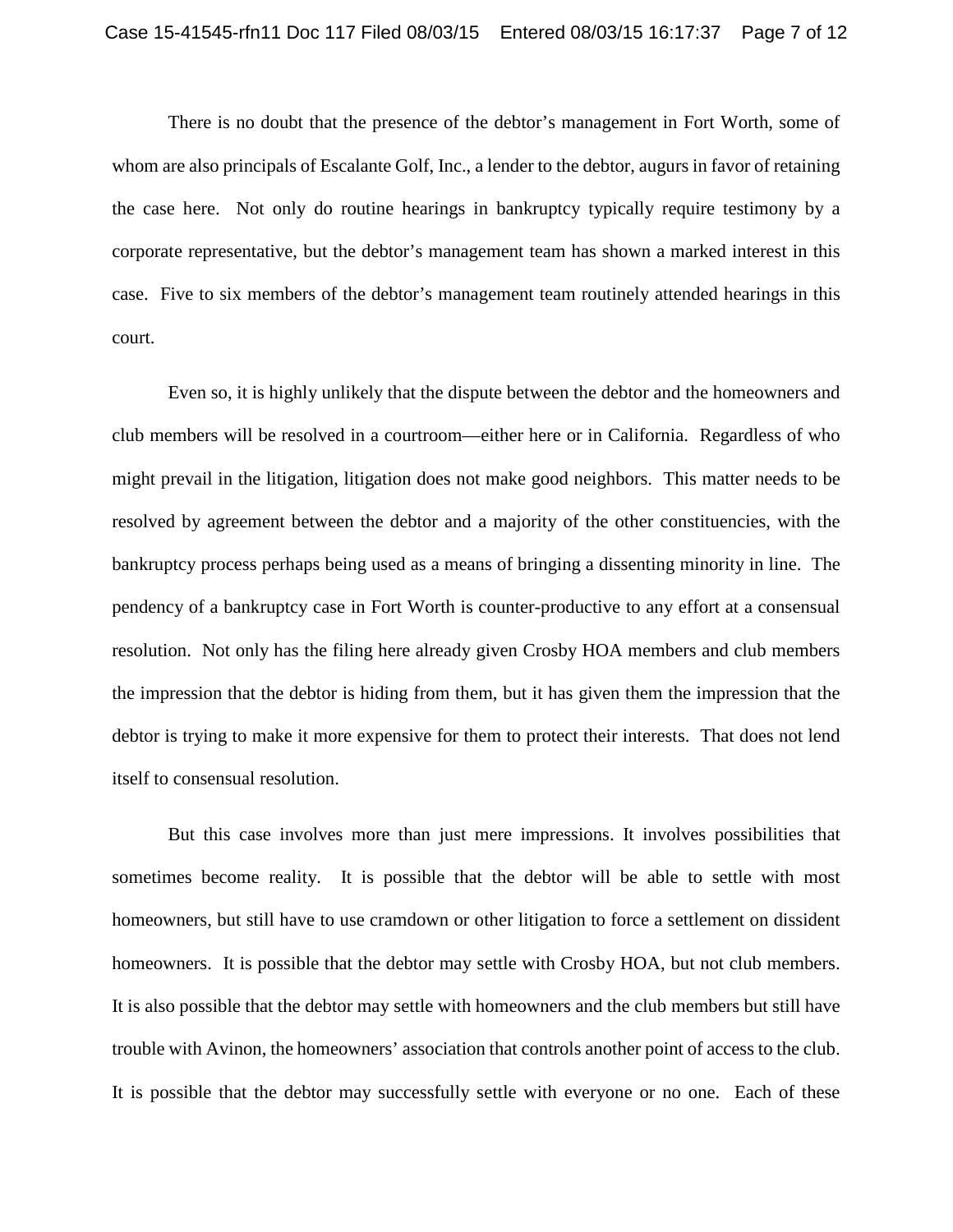There is no doubt that the presence of the debtor's management in Fort Worth, some of whom are also principals of Escalante Golf, Inc., a lender to the debtor, augurs in favor of retaining the case here. Not only do routine hearings in bankruptcy typically require testimony by a corporate representative, but the debtor's management team has shown a marked interest in this case. Five to six members of the debtor's management team routinely attended hearings in this court.

Even so, it is highly unlikely that the dispute between the debtor and the homeowners and club members will be resolved in a courtroom—either here or in California. Regardless of who might prevail in the litigation, litigation does not make good neighbors. This matter needs to be resolved by agreement between the debtor and a majority of the other constituencies, with the bankruptcy process perhaps being used as a means of bringing a dissenting minority in line. The pendency of a bankruptcy case in Fort Worth is counter-productive to any effort at a consensual resolution. Not only has the filing here already given Crosby HOA members and club members the impression that the debtor is hiding from them, but it has given them the impression that the debtor is trying to make it more expensive for them to protect their interests. That does not lend itself to consensual resolution.

But this case involves more than just mere impressions. It involves possibilities that sometimes become reality. It is possible that the debtor will be able to settle with most homeowners, but still have to use cramdown or other litigation to force a settlement on dissident homeowners. It is possible that the debtor may settle with Crosby HOA, but not club members. It is also possible that the debtor may settle with homeowners and the club members but still have trouble with Avinon, the homeowners' association that controls another point of access to the club. It is possible that the debtor may successfully settle with everyone or no one. Each of these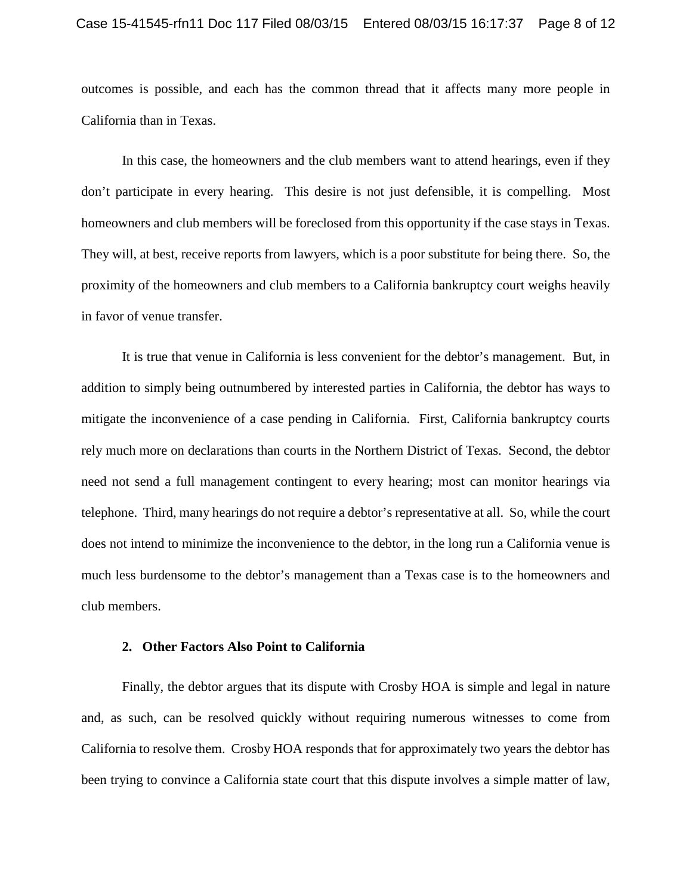outcomes is possible, and each has the common thread that it affects many more people in California than in Texas.

In this case, the homeowners and the club members want to attend hearings, even if they don't participate in every hearing. This desire is not just defensible, it is compelling. Most homeowners and club members will be foreclosed from this opportunity if the case stays in Texas. They will, at best, receive reports from lawyers, which is a poor substitute for being there. So, the proximity of the homeowners and club members to a California bankruptcy court weighs heavily in favor of venue transfer.

It is true that venue in California is less convenient for the debtor's management. But, in addition to simply being outnumbered by interested parties in California, the debtor has ways to mitigate the inconvenience of a case pending in California. First, California bankruptcy courts rely much more on declarations than courts in the Northern District of Texas. Second, the debtor need not send a full management contingent to every hearing; most can monitor hearings via telephone. Third, many hearings do not require a debtor's representative at all. So, while the court does not intend to minimize the inconvenience to the debtor, in the long run a California venue is much less burdensome to the debtor's management than a Texas case is to the homeowners and club members.

**2. Other Factors Also Point to California**

Finally, the debtor argues that its dispute with Crosby HOA is simple and legal in nature and, as such, can be resolved quickly without requiring numerous witnesses to come from California to resolve them. Crosby HOA responds that for approximately two years the debtor has been trying to convince a California state court that this dispute involves a simple matter of law,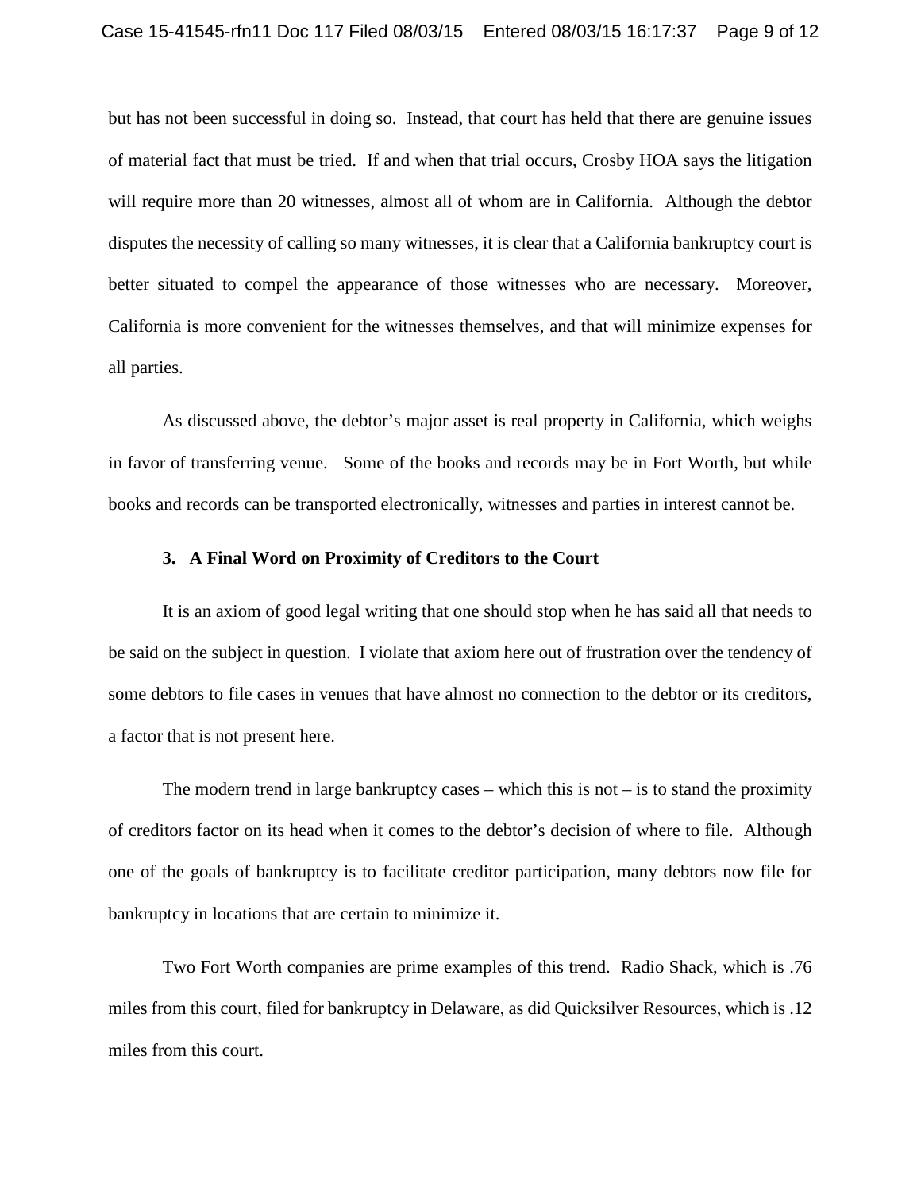but has not been successful in doing so. Instead, that court has held that there are genuine issues of material fact that must be tried. If and when that trial occurs, Crosby HOA says the litigation will require more than 20 witnesses, almost all of whom are in California. Although the debtor disputes the necessity of calling so many witnesses, it is clear that a California bankruptcy court is better situated to compel the appearance of those witnesses who are necessary. Moreover, California is more convenient for the witnesses themselves, and that will minimize expenses for all parties.

As discussed above, the debtor's major asset is real property in California, which weighs in favor of transferring venue. Some of the books and records may be in Fort Worth, but while books and records can be transported electronically, witnesses and parties in interest cannot be.

### 3. A Final Word on Proximity of Creditors to the Court

It is an axiom of good legal writing that one should stop when he has said all that needs to be said on the subject in question. I violate that axiom here out of frustration over the tendency of some debtors to file cases in venues that have almost no connection to the debtor or its creditors, a factor that is not present here.

The modern trend in large bankruptcy cases – which this is not – is to stand the proximity of creditors factor on its head when it comes to the debtor's decision of where to file. Although one of the goals of bankruptcy is to facilitate creditor participation, many debtors now file for bankruptcy in locations that are certain to minimize it.

Two Fort Worth companies are prime examples of this trend. Radio Shack, which is .76 miles from this court, filed for bankruptcy in Delaware, as did Quicksilver Resources, which is .12 miles from this court.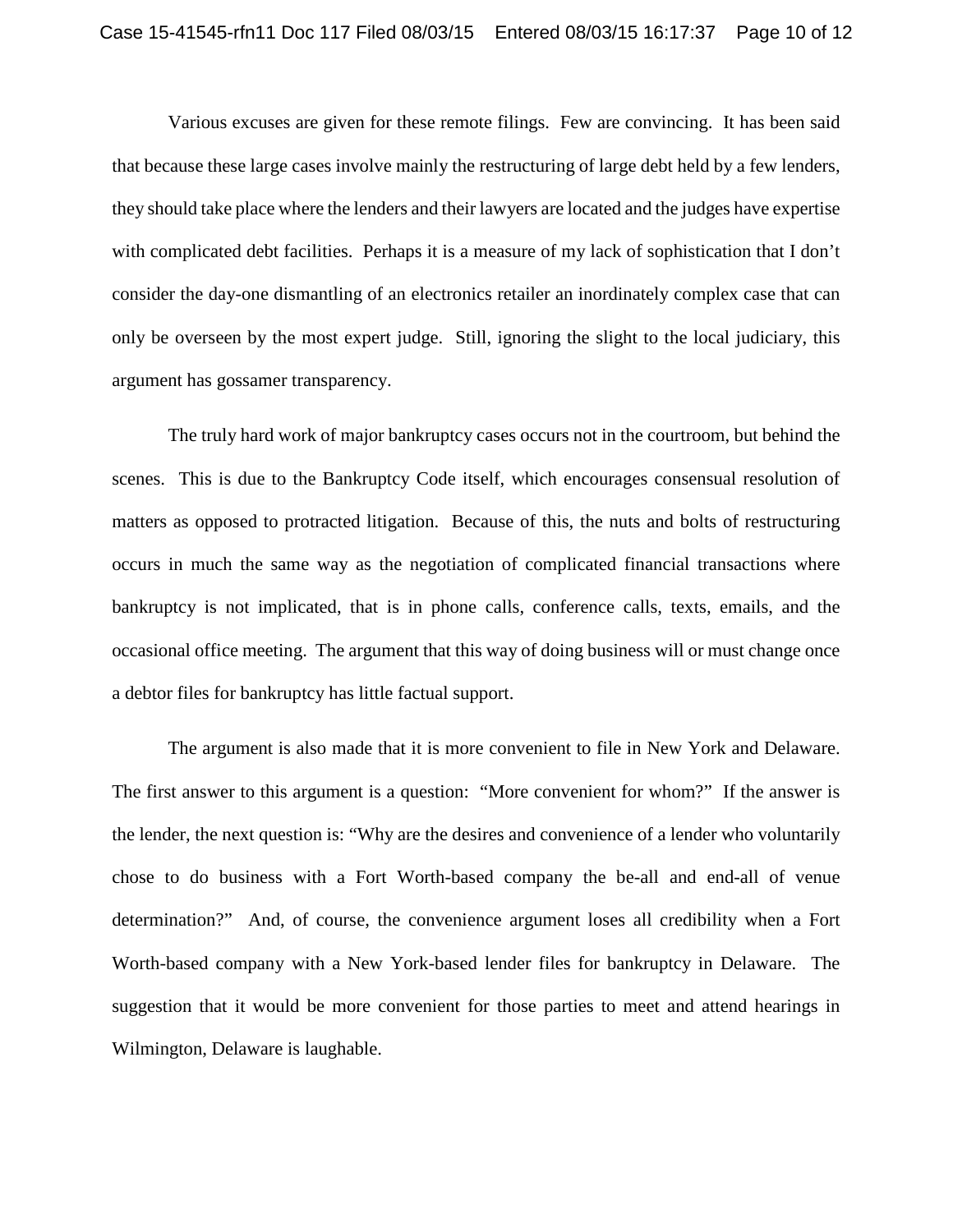Various excuses are given for these remote filings. Few are convincing. It has been said that because these large cases involve mainly the restructuring of large debt held by a few lenders, they should take place where the lenders and their lawyers are located and the judges have expertise with complicated debt facilities. Perhaps it is a measure of my lack of sophistication that I don't consider the day-one dismantling of an electronics retailer an inordinately complex case that can only be overseen by the most expert judge. Still, ignoring the slight to the local judiciary, this argument has gossamer transparency.

The truly hard work of major bankruptcy cases occurs not in the courtroom, but behind the scenes. This is due to the Bankruptcy Code itself, which encourages consensual resolution of matters as opposed to protracted litigation. Because of this, the nuts and bolts of restructuring occurs in much the same way as the negotiation of complicated financial transactions where bankruptcy is not implicated, that is in phone calls, conference calls, texts, emails, and the occasional office meeting. The argument that this way of doing business will or must change once a debtor files for bankruptcy has little factual support.

The argument is also made that it is more convenient to file in New York and Delaware. The first answer to this argument is a question: "More convenient for whom?" If the answer is the lender, the next question is: "Why are the desires and convenience of a lender who voluntarily chose to do business with a Fort Worth-based company the be-all and end-all of venue determination?" And, of course, the convenience argument loses all credibility when a Fort Worth-based company with a New York-based lender files for bankruptcy in Delaware. The suggestion that it would be more convenient for those parties to meet and attend hearings in Wilmington, Delaware is laughable.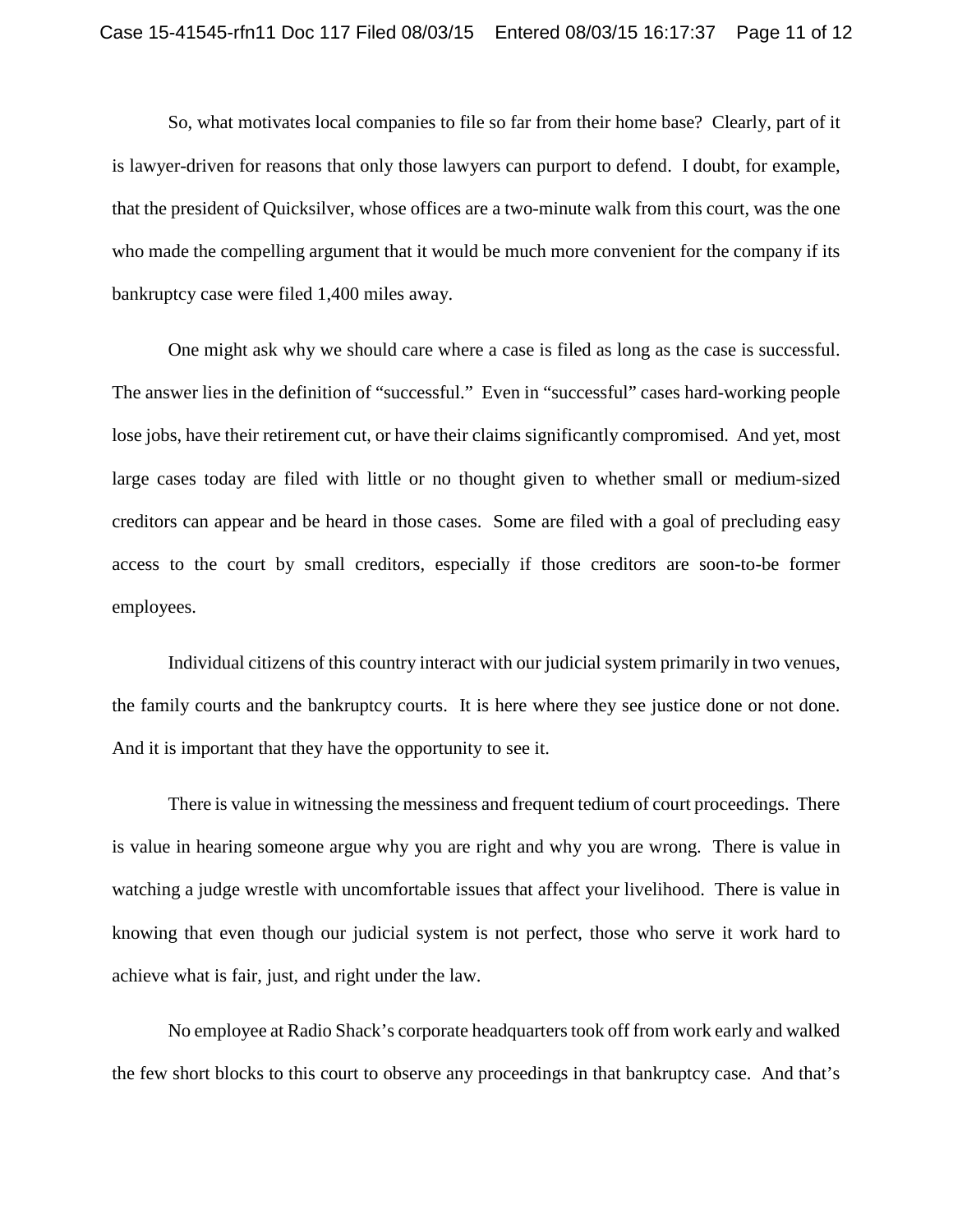So, what motivates local companies to file so far from their home base? Clearly, part of it is lawyer-driven for reasons that only those lawyers can purport to defend. I doubt, for example, that the president of Quicksilver, whose offices are a two-minute walk from this court, was the one who made the compelling argument that it would be much more convenient for the company if its bankruptcy case were filed 1,400 miles away.

One might ask why we should care where a case is filed as long as the case is successful. The answer lies in the definition of "successful." Even in "successful" cases hard-working people lose jobs, have their retirement cut, or have their claims significantly compromised. And yet, most large cases today are filed with little or no thought given to whether small or medium-sized creditors can appear and be heard in those cases. Some are filed with a goal of precluding easy access to the court by small creditors, especially if those creditors are soon-to-be former employees.

Individual citizens of this country interact with our judicial system primarily in two venues, the family courts and the bankruptcy courts. It is here where they see justice done or not done. And it is important that they have the opportunity to see it.

There is value in witnessing the messiness and frequent tedium of court proceedings. There is value in hearing someone argue why you are right and why you are wrong. There is value in watching a judge wrestle with uncomfortable issues that affect your livelihood. There is value in knowing that even though our judicial system is not perfect, those who serve it work hard to achieve what is fair, just, and right under the law.

No employee at Radio Shack's corporate headquarters took off from work early and walked the few short blocks to this court to observe any proceedings in that bankruptcy case. And that's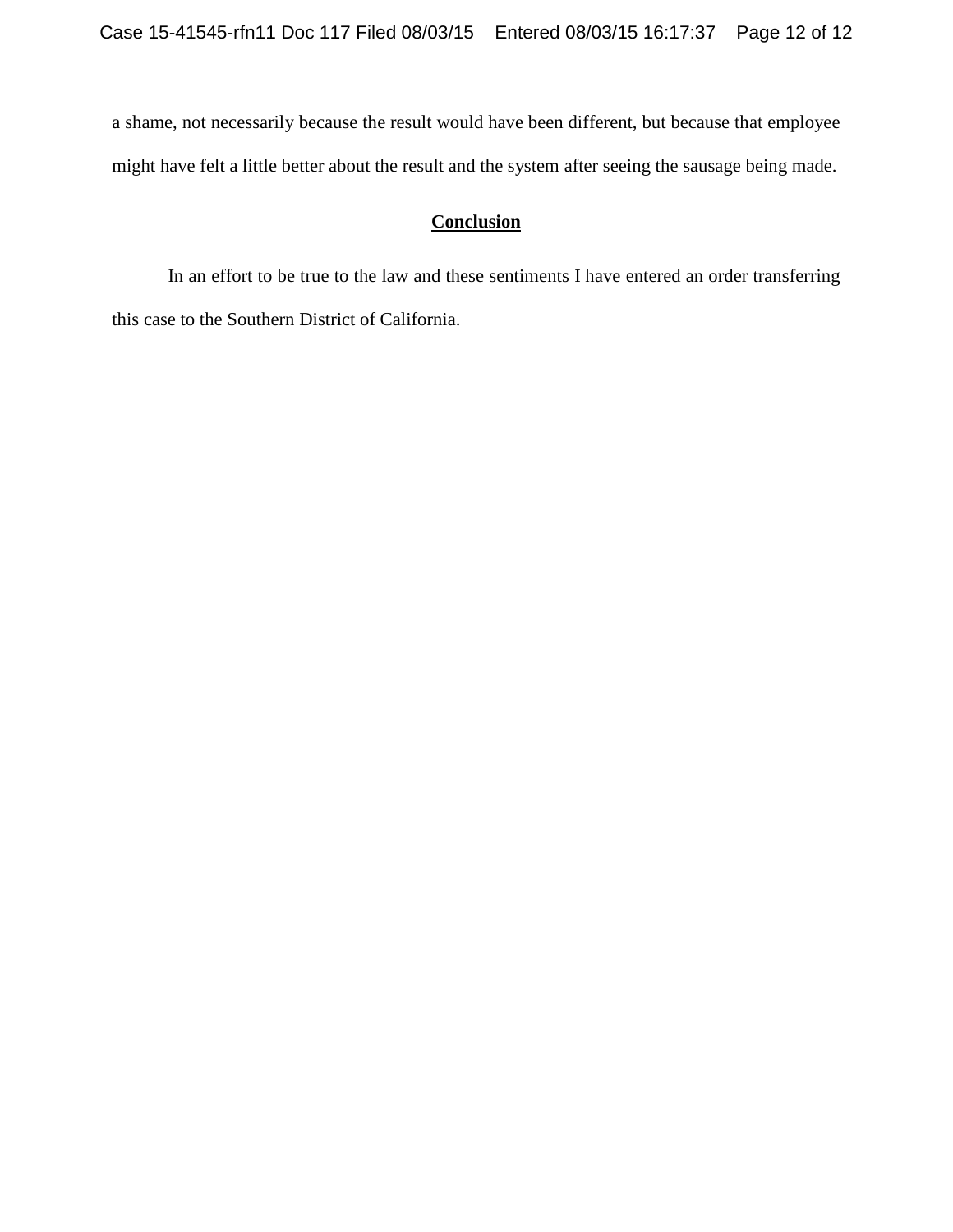a shame, not necessarily because the result would have been different, but because that employee might have felt a little better about the result and the system after seeing the sausage being made.

## **Conclusion**

In an effort to be true to the law and these sentiments I have entered an order transferring this case to the Southern District of California.